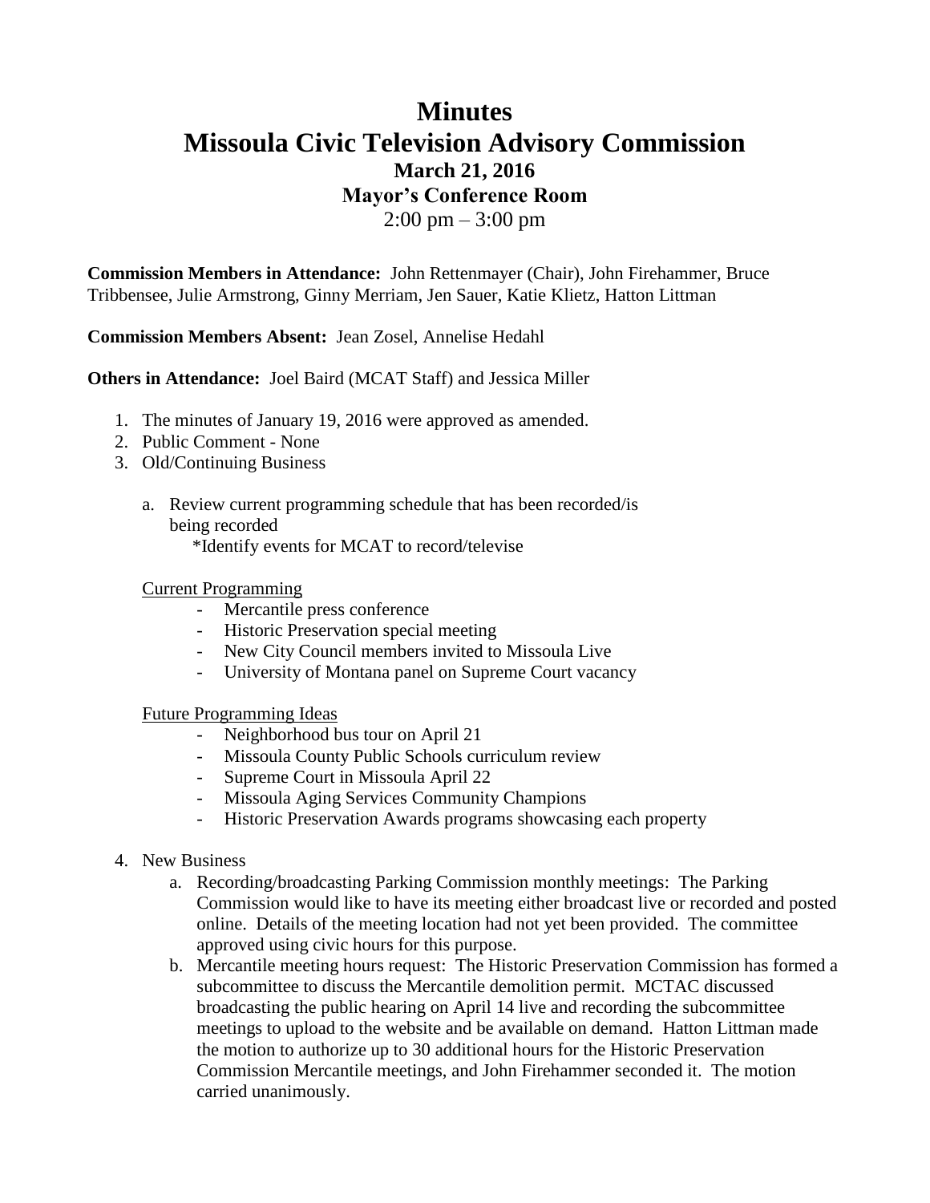# Minutes
# Missoula Civic Television Advisory Commission
### March 21, 2016
### Mayor's Conference Room
2:00 pm – 3:00 pm

**Commission Members in Attendance:** John Rettenmayer (Chair), John Firehammer, Bruce Tribbensee, Julie Armstrong, Ginny Merriam, Jen Sauer, Katie Klietz, Hatton Littman

**Commission Members Absent:** Jean Zosel, Annelise Hedahl

**Others in Attendance:** Joel Baird (MCAT Staff) and Jessica Miller

1. The minutes of January 19, 2016 were approved as amended.
2. Public Comment - None
3. Old/Continuing Business
   a. Review current programming schedule that has been recorded/is being recorded
      *Identify events for MCAT to record/televise

   Current Programming
   - Mercantile press conference
   - Historic Preservation special meeting
   - New City Council members invited to Missoula Live
   - University of Montana panel on Supreme Court vacancy

   Future Programming Ideas
   - Neighborhood bus tour on April 21
   - Missoula County Public Schools curriculum review
   - Supreme Court in Missoula April 22
   - Missoula Aging Services Community Champions
   - Historic Preservation Awards programs showcasing each property

4. New Business
   a. Recording/broadcasting Parking Commission monthly meetings: The Parking Commission would like to have its meeting either broadcast live or recorded and posted online. Details of the meeting location had not yet been provided. The committee approved using civic hours for this purpose.
   b. Mercantile meeting hours request: The Historic Preservation Commission has formed a subcommittee to discuss the Mercantile demolition permit. MCTAC discussed broadcasting the public hearing on April 14 live and recording the subcommittee meetings to upload to the website and be available on demand. Hatton Littman made the motion to authorize up to 30 additional hours for the Historic Preservation Commission Mercantile meetings, and John Firehammer seconded it. The motion carried unanimously.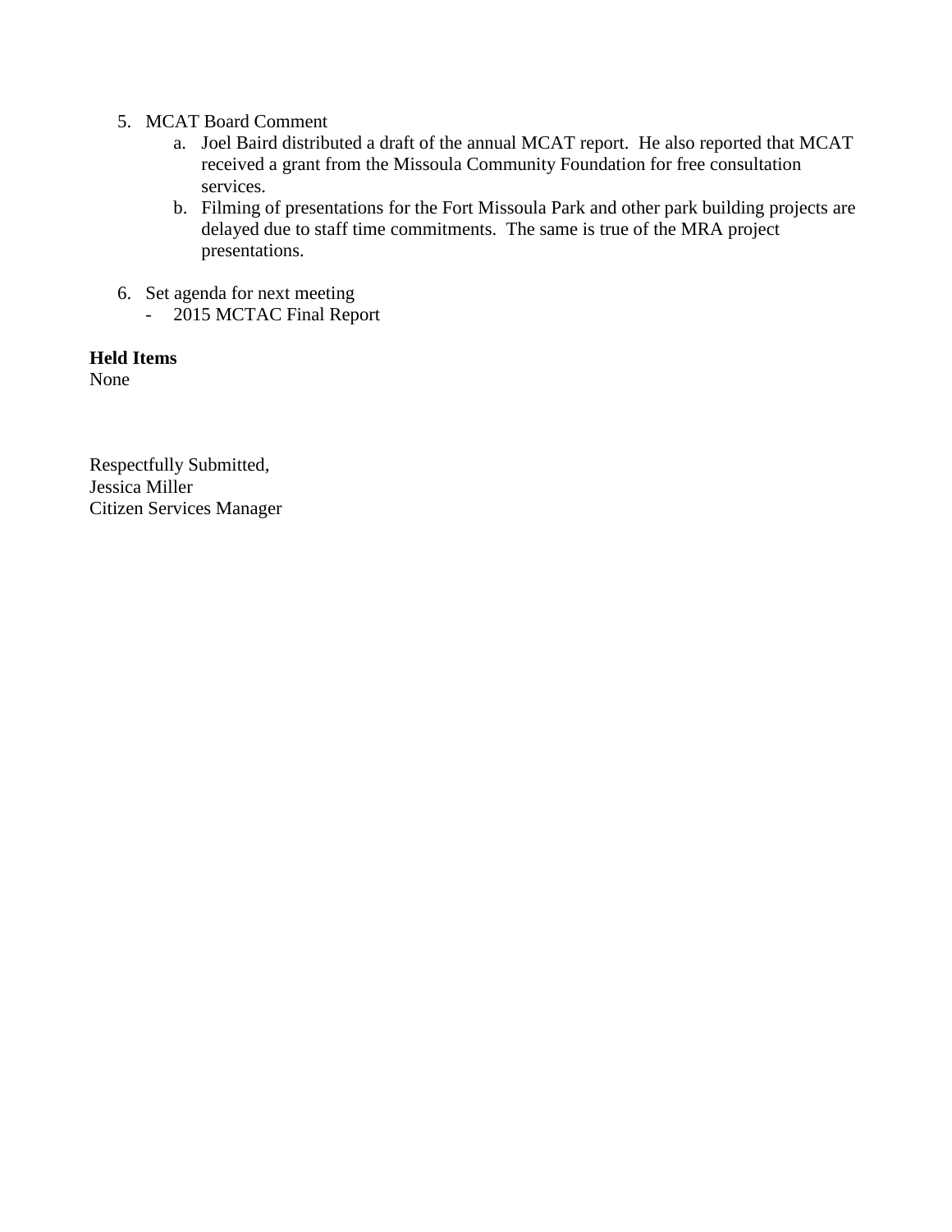5. MCAT Board Comment
   a. Joel Baird distributed a draft of the annual MCAT report. He also reported that MCAT received a grant from the Missoula Community Foundation for free consultation services.
   b. Filming of presentations for the Fort Missoula Park and other park building projects are delayed due to staff time commitments. The same is true of the MRA project presentations.

6. Set agenda for next meeting
   - 2015 MCTAC Final Report

**Held Items**
None

Respectfully Submitted,
Jessica Miller
Citizen Services Manager